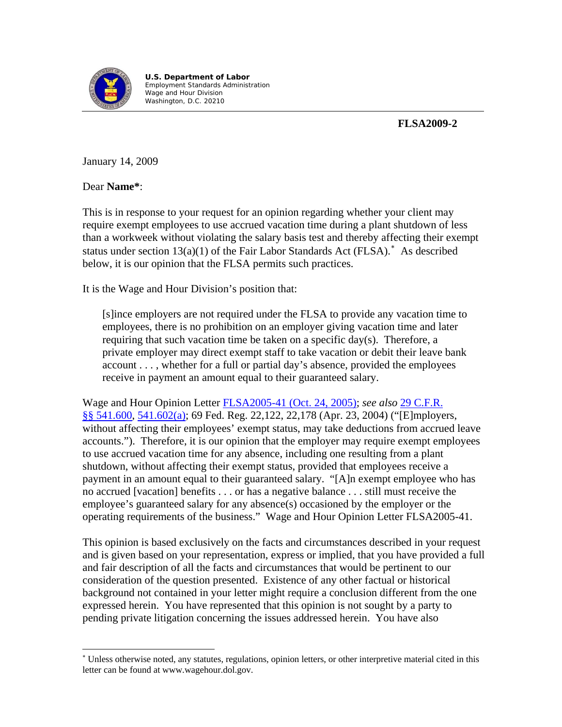**U.S. Department of Labor**
Employment Standards Administration
Wage and Hour Division
Washington, D.C. 20210

**FLSA2009-2**

January 14, 2009

Dear **Name***:

This is in response to your request for an opinion regarding whether your client may require exempt employees to use accrued vacation time during a plant shutdown of less than a workweek without violating the salary basis test and thereby affecting their exempt status under section 13(a)(1) of the Fair Labor Standards Act (FLSA).[*] As described below, it is our opinion that the FLSA permits such practices.

It is the Wage and Hour Division's position that:

> [s]ince employers are not required under the FLSA to provide any vacation time to employees, there is no prohibition on an employer giving vacation time and later requiring that such vacation time be taken on a specific day(s). Therefore, a private employer may direct exempt staff to take vacation or debit their leave bank account . . . , whether for a full or partial day's absence, provided the employees receive in payment an amount equal to their guaranteed salary.

Wage and Hour Opinion Letter FLSA2005-41 (Oct. 24, 2005); *see also* 29 C.F.R. §§ 541.600, 541.602(a); 69 Fed. Reg. 22,122, 22,178 (Apr. 23, 2004) ("[E]mployers, without affecting their employees' exempt status, may take deductions from accrued leave accounts."). Therefore, it is our opinion that the employer may require exempt employees to use accrued vacation time for any absence, including one resulting from a plant shutdown, without affecting their exempt status, provided that employees receive a payment in an amount equal to their guaranteed salary. "[A]n exempt employee who has no accrued [vacation] benefits . . . or has a negative balance . . . still must receive the employee's guaranteed salary for any absence(s) occasioned by the employer or the operating requirements of the business." Wage and Hour Opinion Letter FLSA2005-41.

This opinion is based exclusively on the facts and circumstances described in your request and is given based on your representation, express or implied, that you have provided a full and fair description of all the facts and circumstances that would be pertinent to our consideration of the question presented. Existence of any other factual or historical background not contained in your letter might require a conclusion different from the one expressed herein. You have represented that this opinion is not sought by a party to pending private litigation concerning the issues addressed herein. You have also

[*] Unless otherwise noted, any statutes, regulations, opinion letters, or other interpretive material cited in this letter can be found at www.wagehour.dol.gov.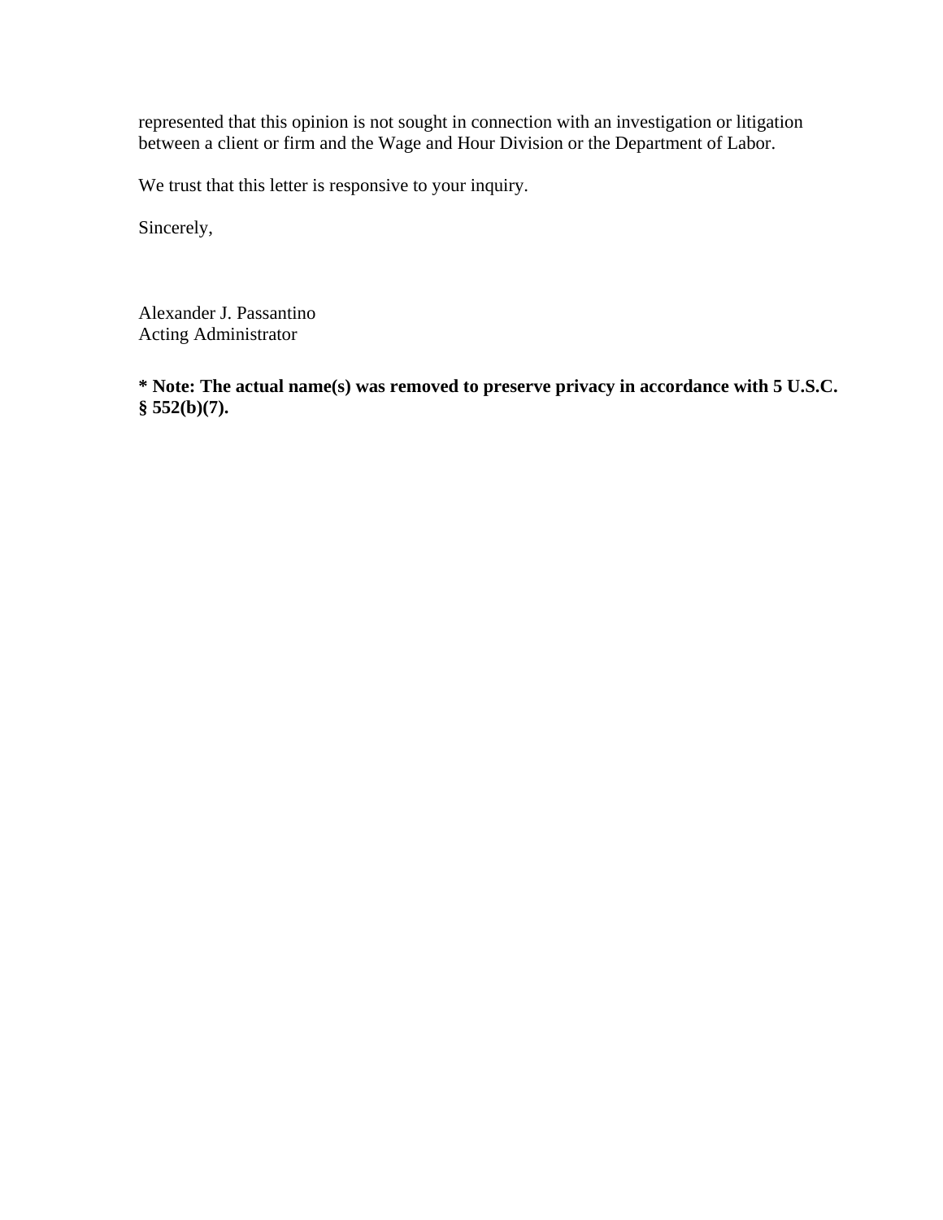represented that this opinion is not sought in connection with an investigation or litigation between a client or firm and the Wage and Hour Division or the Department of Labor.

We trust that this letter is responsive to your inquiry.

Sincerely,

Alexander J. Passantino
Acting Administrator

**\* Note: The actual name(s) was removed to preserve privacy in accordance with 5 U.S.C. § 552(b)(7).**